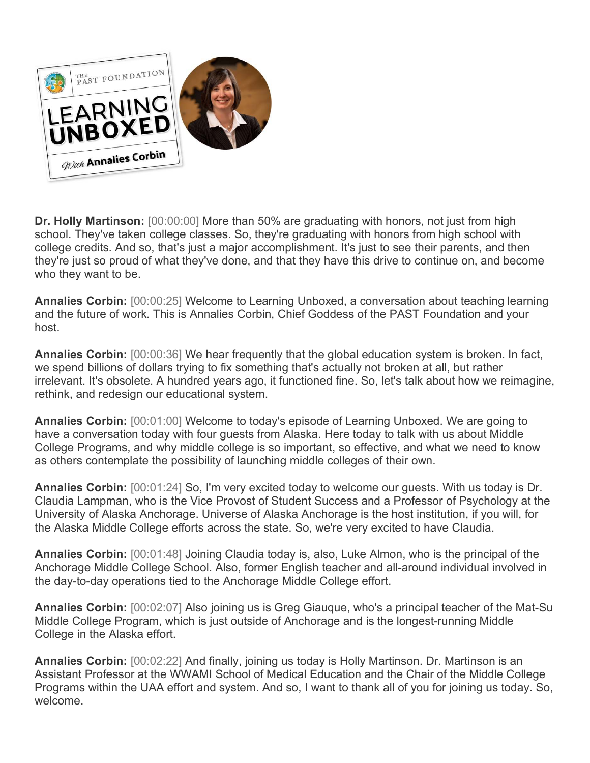**Dr. Holly Martinson:** [00:00:00] More than 50% are graduating with honors, not just from high school. They've taken college classes. So, they're graduating with honors from high school with college credits. And so, that's just a major accomplishment. It's just to see their parents, and then they're just so proud of what they've done, and that they have this drive to continue on, and become who they want to be.

**Annalies Corbin:** [00:00:25] Welcome to Learning Unboxed, a conversation about teaching learning and the future of work. This is Annalies Corbin, Chief Goddess of the PAST Foundation and your host.

**Annalies Corbin:** [00:00:36] We hear frequently that the global education system is broken. In fact, we spend billions of dollars trying to fix something that's actually not broken at all, but rather irrelevant. It's obsolete. A hundred years ago, it functioned fine. So, let's talk about how we reimagine, rethink, and redesign our educational system.

**Annalies Corbin:** [00:01:00] Welcome to today's episode of Learning Unboxed. We are going to have a conversation today with four guests from Alaska. Here today to talk with us about Middle College Programs, and why middle college is so important, so effective, and what we need to know as others contemplate the possibility of launching middle colleges of their own.

**Annalies Corbin:** [00:01:24] So, I'm very excited today to welcome our guests. With us today is Dr. Claudia Lampman, who is the Vice Provost of Student Success and a Professor of Psychology at the University of Alaska Anchorage. Universe of Alaska Anchorage is the host institution, if you will, for the Alaska Middle College efforts across the state. So, we're very excited to have Claudia.

**Annalies Corbin:** [00:01:48] Joining Claudia today is, also, Luke Almon, who is the principal of the Anchorage Middle College School. Also, former English teacher and all-around individual involved in the day-to-day operations tied to the Anchorage Middle College effort.

**Annalies Corbin:** [00:02:07] Also joining us is Greg Giauque, who's a principal teacher of the Mat-Su Middle College Program, which is just outside of Anchorage and is the longest-running Middle College in the Alaska effort.

**Annalies Corbin:** [00:02:22] And finally, joining us today is Holly Martinson. Dr. Martinson is an Assistant Professor at the WWAMI School of Medical Education and the Chair of the Middle College Programs within the UAA effort and system. And so, I want to thank all of you for joining us today. So, welcome.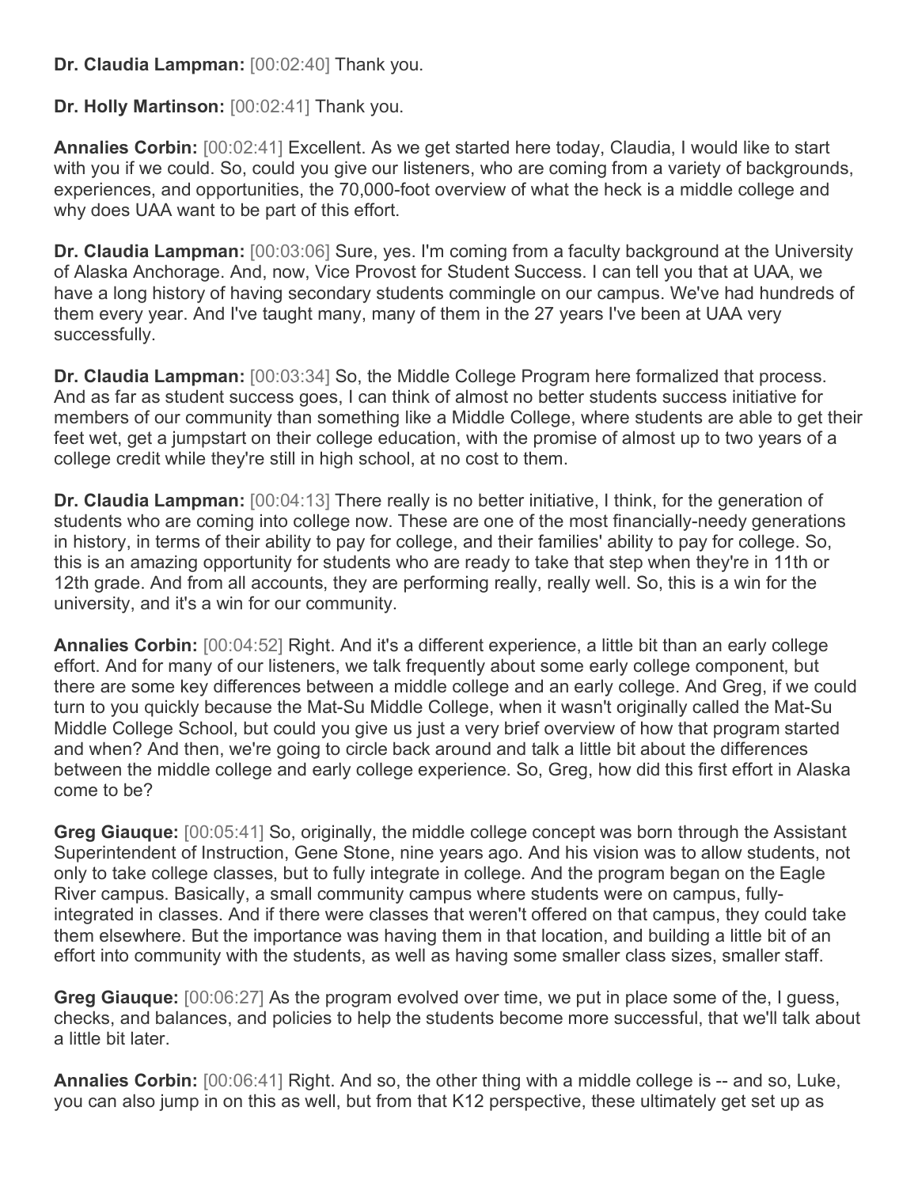**Dr. Claudia Lampman:** [00:02:40] Thank you.

**Dr. Holly Martinson:** [00:02:41] Thank you.

**Annalies Corbin:** [00:02:41] Excellent. As we get started here today, Claudia, I would like to start with you if we could. So, could you give our listeners, who are coming from a variety of backgrounds, experiences, and opportunities, the 70,000-foot overview of what the heck is a middle college and why does UAA want to be part of this effort.

**Dr. Claudia Lampman:** [00:03:06] Sure, yes. I'm coming from a faculty background at the University of Alaska Anchorage. And, now, Vice Provost for Student Success. I can tell you that at UAA, we have a long history of having secondary students commingle on our campus. We've had hundreds of them every year. And I've taught many, many of them in the 27 years I've been at UAA very successfully.

**Dr. Claudia Lampman:** [00:03:34] So, the Middle College Program here formalized that process. And as far as student success goes, I can think of almost no better students success initiative for members of our community than something like a Middle College, where students are able to get their feet wet, get a jumpstart on their college education, with the promise of almost up to two years of a college credit while they're still in high school, at no cost to them.

**Dr. Claudia Lampman:** [00:04:13] There really is no better initiative, I think, for the generation of students who are coming into college now. These are one of the most financially-needy generations in history, in terms of their ability to pay for college, and their families' ability to pay for college. So, this is an amazing opportunity for students who are ready to take that step when they're in 11th or 12th grade. And from all accounts, they are performing really, really well. So, this is a win for the university, and it's a win for our community.

**Annalies Corbin:** [00:04:52] Right. And it's a different experience, a little bit than an early college effort. And for many of our listeners, we talk frequently about some early college component, but there are some key differences between a middle college and an early college. And Greg, if we could turn to you quickly because the Mat-Su Middle College, when it wasn't originally called the Mat-Su Middle College School, but could you give us just a very brief overview of how that program started and when? And then, we're going to circle back around and talk a little bit about the differences between the middle college and early college experience. So, Greg, how did this first effort in Alaska come to be?

**Greg Giauque:** [00:05:41] So, originally, the middle college concept was born through the Assistant Superintendent of Instruction, Gene Stone, nine years ago. And his vision was to allow students, not only to take college classes, but to fully integrate in college. And the program began on the Eagle River campus. Basically, a small community campus where students were on campus, fully-integrated in classes. And if there were classes that weren't offered on that campus, they could take them elsewhere. But the importance was having them in that location, and building a little bit of an effort into community with the students, as well as having some smaller class sizes, smaller staff.

**Greg Giauque:** [00:06:27] As the program evolved over time, we put in place some of the, I guess, checks, and balances, and policies to help the students become more successful, that we'll talk about a little bit later.

**Annalies Corbin:** [00:06:41] Right. And so, the other thing with a middle college is -- and so, Luke, you can also jump in on this as well, but from that K12 perspective, these ultimately get set up as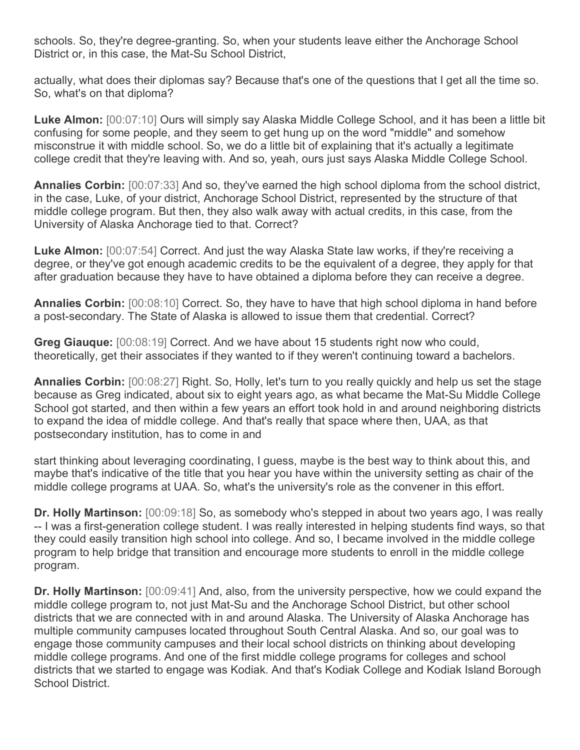schools. So, they're degree-granting. So, when your students leave either the Anchorage School District or, in this case, the Mat-Su School District,

actually, what does their diplomas say? Because that's one of the questions that I get all the time so. So, what's on that diploma?

**Luke Almon:** [00:07:10] Ours will simply say Alaska Middle College School, and it has been a little bit confusing for some people, and they seem to get hung up on the word "middle" and somehow misconstrue it with middle school. So, we do a little bit of explaining that it's actually a legitimate college credit that they're leaving with. And so, yeah, ours just says Alaska Middle College School.

**Annalies Corbin:** [00:07:33] And so, they've earned the high school diploma from the school district, in the case, Luke, of your district, Anchorage School District, represented by the structure of that middle college program. But then, they also walk away with actual credits, in this case, from the University of Alaska Anchorage tied to that. Correct?

**Luke Almon:** [00:07:54] Correct. And just the way Alaska State law works, if they're receiving a degree, or they've got enough academic credits to be the equivalent of a degree, they apply for that after graduation because they have to have obtained a diploma before they can receive a degree.

**Annalies Corbin:** [00:08:10] Correct. So, they have to have that high school diploma in hand before a post-secondary. The State of Alaska is allowed to issue them that credential. Correct?

**Greg Giauque:** [00:08:19] Correct. And we have about 15 students right now who could, theoretically, get their associates if they wanted to if they weren't continuing toward a bachelors.

**Annalies Corbin:** [00:08:27] Right. So, Holly, let's turn to you really quickly and help us set the stage because as Greg indicated, about six to eight years ago, as what became the Mat-Su Middle College School got started, and then within a few years an effort took hold in and around neighboring districts to expand the idea of middle college. And that's really that space where then, UAA, as that postsecondary institution, has to come in and

start thinking about leveraging coordinating, I guess, maybe is the best way to think about this, and maybe that's indicative of the title that you hear you have within the university setting as chair of the middle college programs at UAA. So, what's the university's role as the convener in this effort.

**Dr. Holly Martinson:** [00:09:18] So, as somebody who's stepped in about two years ago, I was really -- I was a first-generation college student. I was really interested in helping students find ways, so that they could easily transition high school into college. And so, I became involved in the middle college program to help bridge that transition and encourage more students to enroll in the middle college program.

**Dr. Holly Martinson:** [00:09:41] And, also, from the university perspective, how we could expand the middle college program to, not just Mat-Su and the Anchorage School District, but other school districts that we are connected with in and around Alaska. The University of Alaska Anchorage has multiple community campuses located throughout South Central Alaska. And so, our goal was to engage those community campuses and their local school districts on thinking about developing middle college programs. And one of the first middle college programs for colleges and school districts that we started to engage was Kodiak. And that's Kodiak College and Kodiak Island Borough School District.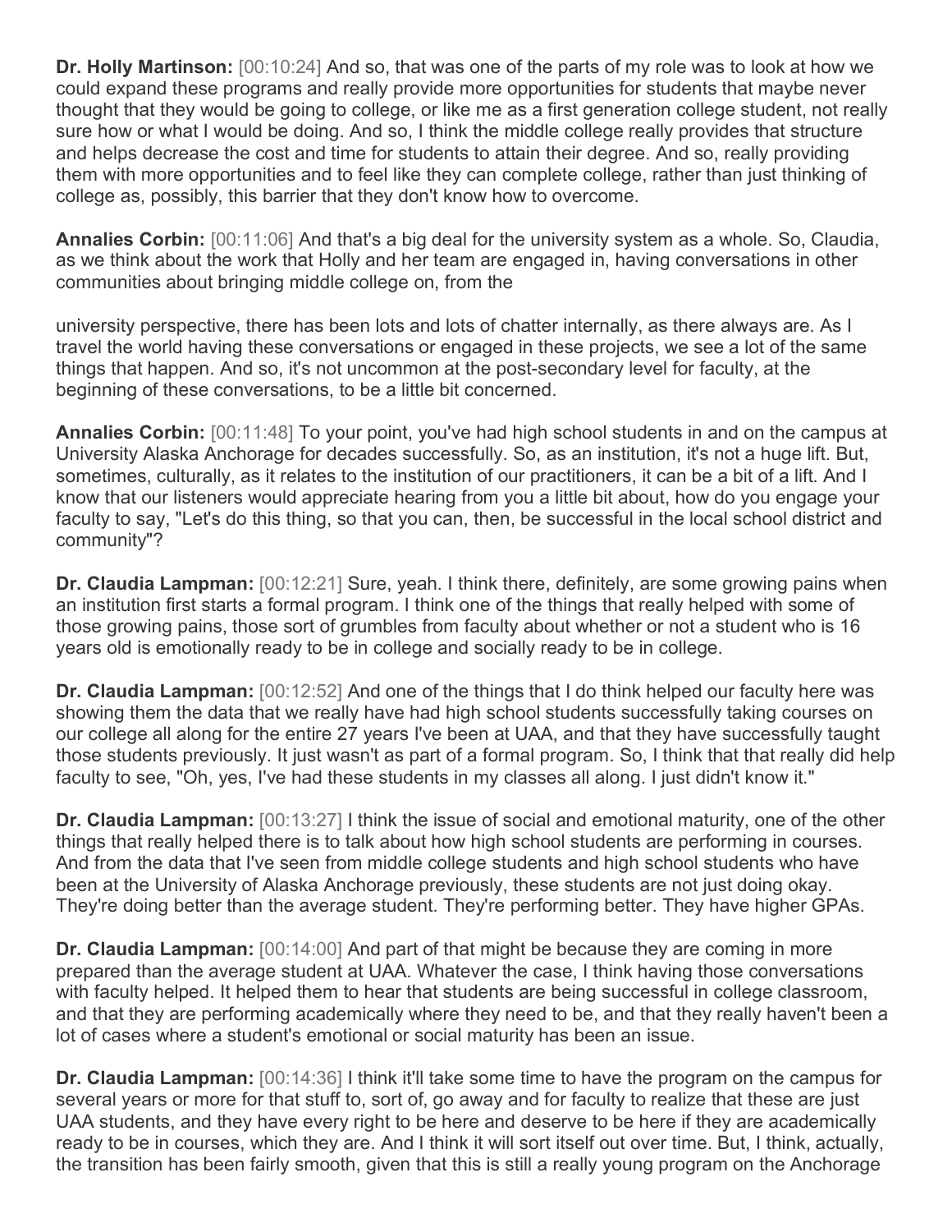**Dr. Holly Martinson:** [00:10:24] And so, that was one of the parts of my role was to look at how we could expand these programs and really provide more opportunities for students that maybe never thought that they would be going to college, or like me as a first generation college student, not really sure how or what I would be doing. And so, I think the middle college really provides that structure and helps decrease the cost and time for students to attain their degree. And so, really providing them with more opportunities and to feel like they can complete college, rather than just thinking of college as, possibly, this barrier that they don't know how to overcome.

**Annalies Corbin:** [00:11:06] And that's a big deal for the university system as a whole. So, Claudia, as we think about the work that Holly and her team are engaged in, having conversations in other communities about bringing middle college on, from the

university perspective, there has been lots and lots of chatter internally, as there always are. As I travel the world having these conversations or engaged in these projects, we see a lot of the same things that happen. And so, it's not uncommon at the post-secondary level for faculty, at the beginning of these conversations, to be a little bit concerned.

**Annalies Corbin:** [00:11:48] To your point, you've had high school students in and on the campus at University Alaska Anchorage for decades successfully. So, as an institution, it's not a huge lift. But, sometimes, culturally, as it relates to the institution of our practitioners, it can be a bit of a lift. And I know that our listeners would appreciate hearing from you a little bit about, how do you engage your faculty to say, "Let's do this thing, so that you can, then, be successful in the local school district and community"?

**Dr. Claudia Lampman:** [00:12:21] Sure, yeah. I think there, definitely, are some growing pains when an institution first starts a formal program. I think one of the things that really helped with some of those growing pains, those sort of grumbles from faculty about whether or not a student who is 16 years old is emotionally ready to be in college and socially ready to be in college.

**Dr. Claudia Lampman:** [00:12:52] And one of the things that I do think helped our faculty here was showing them the data that we really have had high school students successfully taking courses on our college all along for the entire 27 years I've been at UAA, and that they have successfully taught those students previously. It just wasn't as part of a formal program. So, I think that that really did help faculty to see, "Oh, yes, I've had these students in my classes all along. I just didn't know it."

**Dr. Claudia Lampman:** [00:13:27] I think the issue of social and emotional maturity, one of the other things that really helped there is to talk about how high school students are performing in courses. And from the data that I've seen from middle college students and high school students who have been at the University of Alaska Anchorage previously, these students are not just doing okay. They're doing better than the average student. They're performing better. They have higher GPAs.

**Dr. Claudia Lampman:** [00:14:00] And part of that might be because they are coming in more prepared than the average student at UAA. Whatever the case, I think having those conversations with faculty helped. It helped them to hear that students are being successful in college classroom, and that they are performing academically where they need to be, and that they really haven't been a lot of cases where a student's emotional or social maturity has been an issue.

**Dr. Claudia Lampman:** [00:14:36] I think it'll take some time to have the program on the campus for several years or more for that stuff to, sort of, go away and for faculty to realize that these are just UAA students, and they have every right to be here and deserve to be here if they are academically ready to be in courses, which they are. And I think it will sort itself out over time. But, I think, actually, the transition has been fairly smooth, given that this is still a really young program on the Anchorage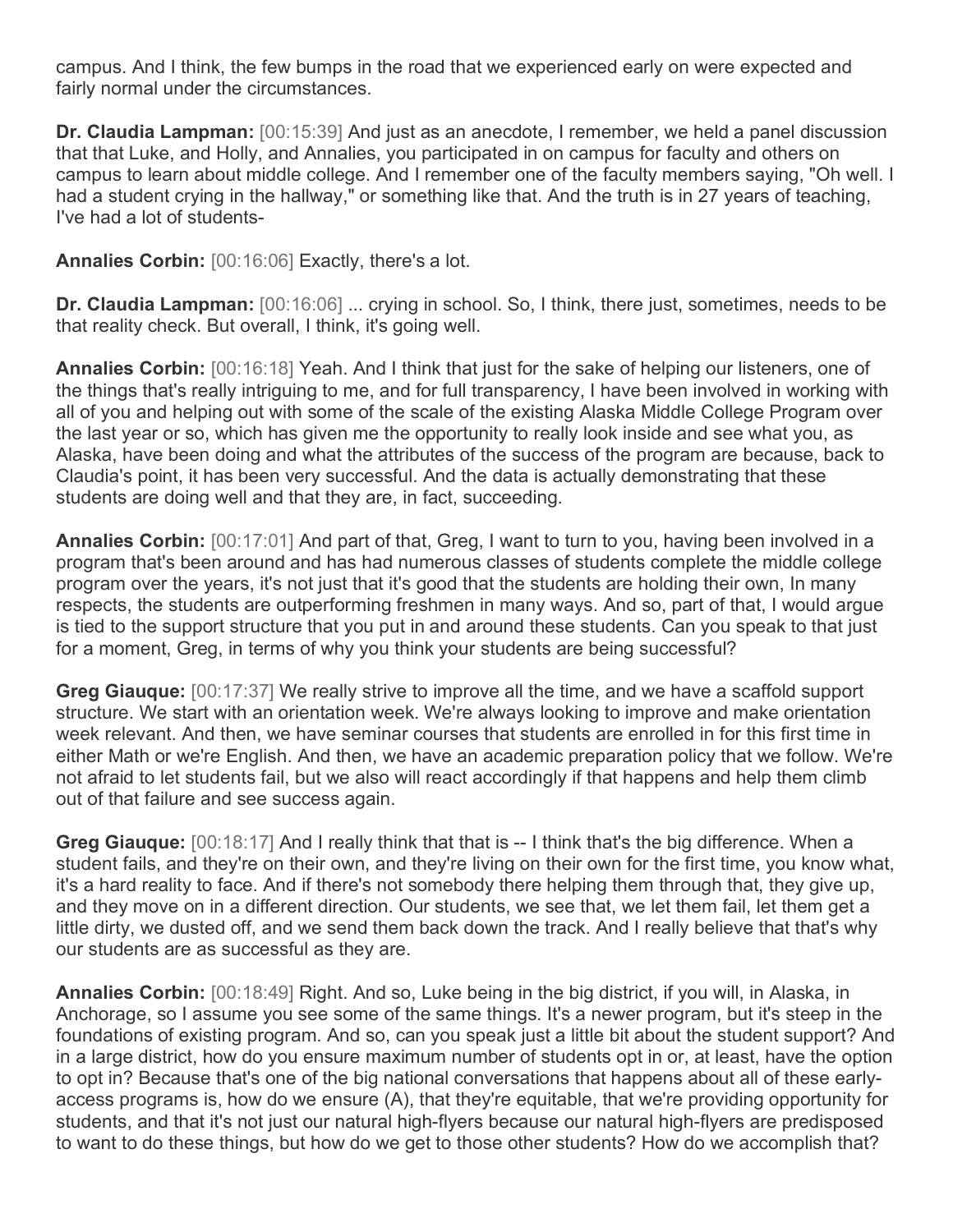campus. And I think, the few bumps in the road that we experienced early on were expected and fairly normal under the circumstances.

**Dr. Claudia Lampman:** [00:15:39] And just as an anecdote, I remember, we held a panel discussion that that Luke, and Holly, and Annalies, you participated in on campus for faculty and others on campus to learn about middle college. And I remember one of the faculty members saying, "Oh well. I had a student crying in the hallway," or something like that. And the truth is in 27 years of teaching, I've had a lot of students-

**Annalies Corbin:** [00:16:06] Exactly, there's a lot.

**Dr. Claudia Lampman:** [00:16:06] ... crying in school. So, I think, there just, sometimes, needs to be that reality check. But overall, I think, it's going well.

**Annalies Corbin:** [00:16:18] Yeah. And I think that just for the sake of helping our listeners, one of the things that's really intriguing to me, and for full transparency, I have been involved in working with all of you and helping out with some of the scale of the existing Alaska Middle College Program over the last year or so, which has given me the opportunity to really look inside and see what you, as Alaska, have been doing and what the attributes of the success of the program are because, back to Claudia's point, it has been very successful. And the data is actually demonstrating that these students are doing well and that they are, in fact, succeeding.

**Annalies Corbin:** [00:17:01] And part of that, Greg, I want to turn to you, having been involved in a program that's been around and has had numerous classes of students complete the middle college program over the years, it's not just that it's good that the students are holding their own, In many respects, the students are outperforming freshmen in many ways. And so, part of that, I would argue is tied to the support structure that you put in and around these students. Can you speak to that just for a moment, Greg, in terms of why you think your students are being successful?

**Greg Giauque:** [00:17:37] We really strive to improve all the time, and we have a scaffold support structure. We start with an orientation week. We're always looking to improve and make orientation week relevant. And then, we have seminar courses that students are enrolled in for this first time in either Math or we're English. And then, we have an academic preparation policy that we follow. We're not afraid to let students fail, but we also will react accordingly if that happens and help them climb out of that failure and see success again.

**Greg Giauque:** [00:18:17] And I really think that that is -- I think that's the big difference. When a student fails, and they're on their own, and they're living on their own for the first time, you know what, it's a hard reality to face. And if there's not somebody there helping them through that, they give up, and they move on in a different direction. Our students, we see that, we let them fail, let them get a little dirty, we dusted off, and we send them back down the track. And I really believe that that's why our students are as successful as they are.

**Annalies Corbin:** [00:18:49] Right. And so, Luke being in the big district, if you will, in Alaska, in Anchorage, so I assume you see some of the same things. It's a newer program, but it's steep in the foundations of existing program. And so, can you speak just a little bit about the student support? And in a large district, how do you ensure maximum number of students opt in or, at least, have the option to opt in? Because that's one of the big national conversations that happens about all of these early-access programs is, how do we ensure (A), that they're equitable, that we're providing opportunity for students, and that it's not just our natural high-flyers because our natural high-flyers are predisposed to want to do these things, but how do we get to those other students? How do we accomplish that?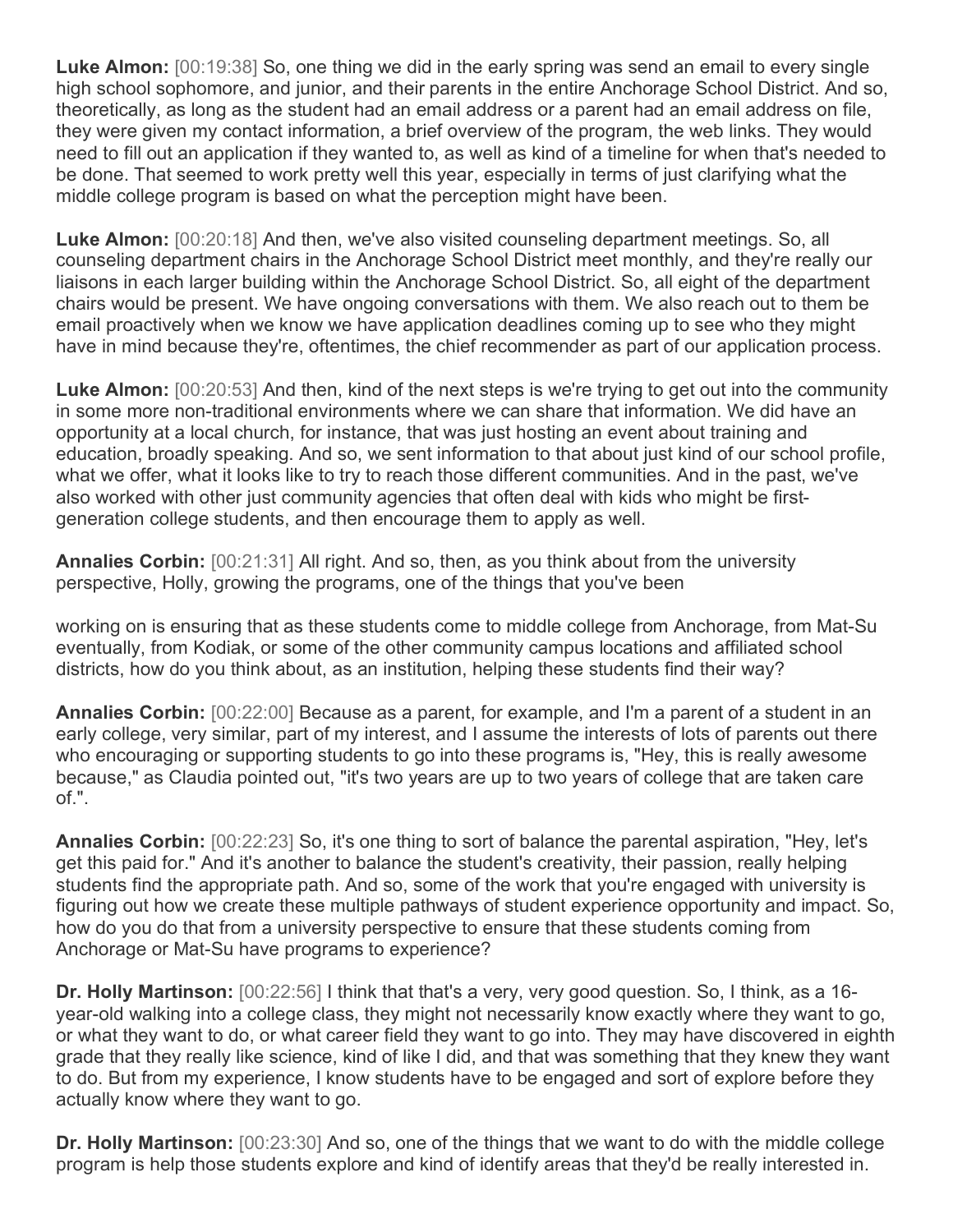**Luke Almon:** [00:19:38] So, one thing we did in the early spring was send an email to every single high school sophomore, and junior, and their parents in the entire Anchorage School District. And so, theoretically, as long as the student had an email address or a parent had an email address on file, they were given my contact information, a brief overview of the program, the web links. They would need to fill out an application if they wanted to, as well as kind of a timeline for when that's needed to be done. That seemed to work pretty well this year, especially in terms of just clarifying what the middle college program is based on what the perception might have been.

**Luke Almon:** [00:20:18] And then, we've also visited counseling department meetings. So, all counseling department chairs in the Anchorage School District meet monthly, and they're really our liaisons in each larger building within the Anchorage School District. So, all eight of the department chairs would be present. We have ongoing conversations with them. We also reach out to them be email proactively when we know we have application deadlines coming up to see who they might have in mind because they're, oftentimes, the chief recommender as part of our application process.

**Luke Almon:** [00:20:53] And then, kind of the next steps is we're trying to get out into the community in some more non-traditional environments where we can share that information. We did have an opportunity at a local church, for instance, that was just hosting an event about training and education, broadly speaking. And so, we sent information to that about just kind of our school profile, what we offer, what it looks like to try to reach those different communities. And in the past, we've also worked with other just community agencies that often deal with kids who might be first-generation college students, and then encourage them to apply as well.

**Annalies Corbin:** [00:21:31] All right. And so, then, as you think about from the university perspective, Holly, growing the programs, one of the things that you've been working on is ensuring that as these students come to middle college from Anchorage, from Mat-Su eventually, from Kodiak, or some of the other community campus locations and affiliated school districts, how do you think about, as an institution, helping these students find their way?

**Annalies Corbin:** [00:22:00] Because as a parent, for example, and I'm a parent of a student in an early college, very similar, part of my interest, and I assume the interests of lots of parents out there who encouraging or supporting students to go into these programs is, "Hey, this is really awesome because," as Claudia pointed out, "it's two years are up to two years of college that are taken care of.".

**Annalies Corbin:** [00:22:23] So, it's one thing to sort of balance the parental aspiration, "Hey, let's get this paid for." And it's another to balance the student's creativity, their passion, really helping students find the appropriate path. And so, some of the work that you're engaged with university is figuring out how we create these multiple pathways of student experience opportunity and impact. So, how do you do that from a university perspective to ensure that these students coming from Anchorage or Mat-Su have programs to experience?

**Dr. Holly Martinson:** [00:22:56] I think that that's a very, very good question. So, I think, as a 16-year-old walking into a college class, they might not necessarily know exactly where they want to go, or what they want to do, or what career field they want to go into. They may have discovered in eighth grade that they really like science, kind of like I did, and that was something that they knew they want to do. But from my experience, I know students have to be engaged and sort of explore before they actually know where they want to go.

**Dr. Holly Martinson:** [00:23:30] And so, one of the things that we want to do with the middle college program is help those students explore and kind of identify areas that they'd be really interested in.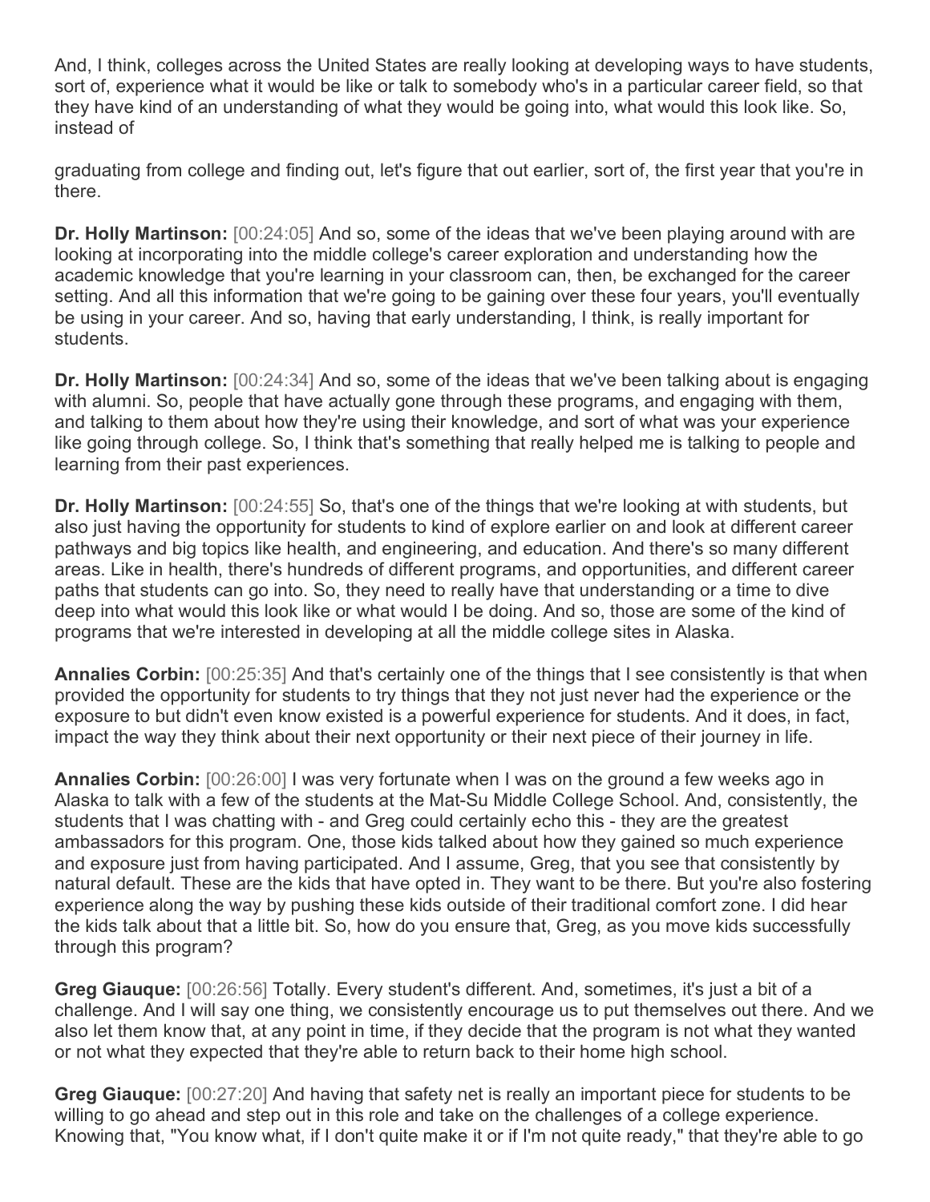And, I think, colleges across the United States are really looking at developing ways to have students, sort of, experience what it would be like or talk to somebody who's in a particular career field, so that they have kind of an understanding of what they would be going into, what would this look like. So, instead of

graduating from college and finding out, let's figure that out earlier, sort of, the first year that you're in there.

**Dr. Holly Martinson:** [00:24:05] And so, some of the ideas that we've been playing around with are looking at incorporating into the middle college's career exploration and understanding how the academic knowledge that you're learning in your classroom can, then, be exchanged for the career setting. And all this information that we're going to be gaining over these four years, you'll eventually be using in your career. And so, having that early understanding, I think, is really important for students.

**Dr. Holly Martinson:** [00:24:34] And so, some of the ideas that we've been talking about is engaging with alumni. So, people that have actually gone through these programs, and engaging with them, and talking to them about how they're using their knowledge, and sort of what was your experience like going through college. So, I think that's something that really helped me is talking to people and learning from their past experiences.

**Dr. Holly Martinson:** [00:24:55] So, that's one of the things that we're looking at with students, but also just having the opportunity for students to kind of explore earlier on and look at different career pathways and big topics like health, and engineering, and education. And there's so many different areas. Like in health, there's hundreds of different programs, and opportunities, and different career paths that students can go into. So, they need to really have that understanding or a time to dive deep into what would this look like or what would I be doing. And so, those are some of the kind of programs that we're interested in developing at all the middle college sites in Alaska.

**Annalies Corbin:** [00:25:35] And that's certainly one of the things that I see consistently is that when provided the opportunity for students to try things that they not just never had the experience or the exposure to but didn't even know existed is a powerful experience for students. And it does, in fact, impact the way they think about their next opportunity or their next piece of their journey in life.

**Annalies Corbin:** [00:26:00] I was very fortunate when I was on the ground a few weeks ago in Alaska to talk with a few of the students at the Mat-Su Middle College School. And, consistently, the students that I was chatting with - and Greg could certainly echo this - they are the greatest ambassadors for this program. One, those kids talked about how they gained so much experience and exposure just from having participated. And I assume, Greg, that you see that consistently by natural default. These are the kids that have opted in. They want to be there. But you're also fostering experience along the way by pushing these kids outside of their traditional comfort zone. I did hear the kids talk about that a little bit. So, how do you ensure that, Greg, as you move kids successfully through this program?

**Greg Giauque:** [00:26:56] Totally. Every student's different. And, sometimes, it's just a bit of a challenge. And I will say one thing, we consistently encourage us to put themselves out there. And we also let them know that, at any point in time, if they decide that the program is not what they wanted or not what they expected that they're able to return back to their home high school.

**Greg Giauque:** [00:27:20] And having that safety net is really an important piece for students to be willing to go ahead and step out in this role and take on the challenges of a college experience. Knowing that, "You know what, if I don't quite make it or if I'm not quite ready," that they're able to go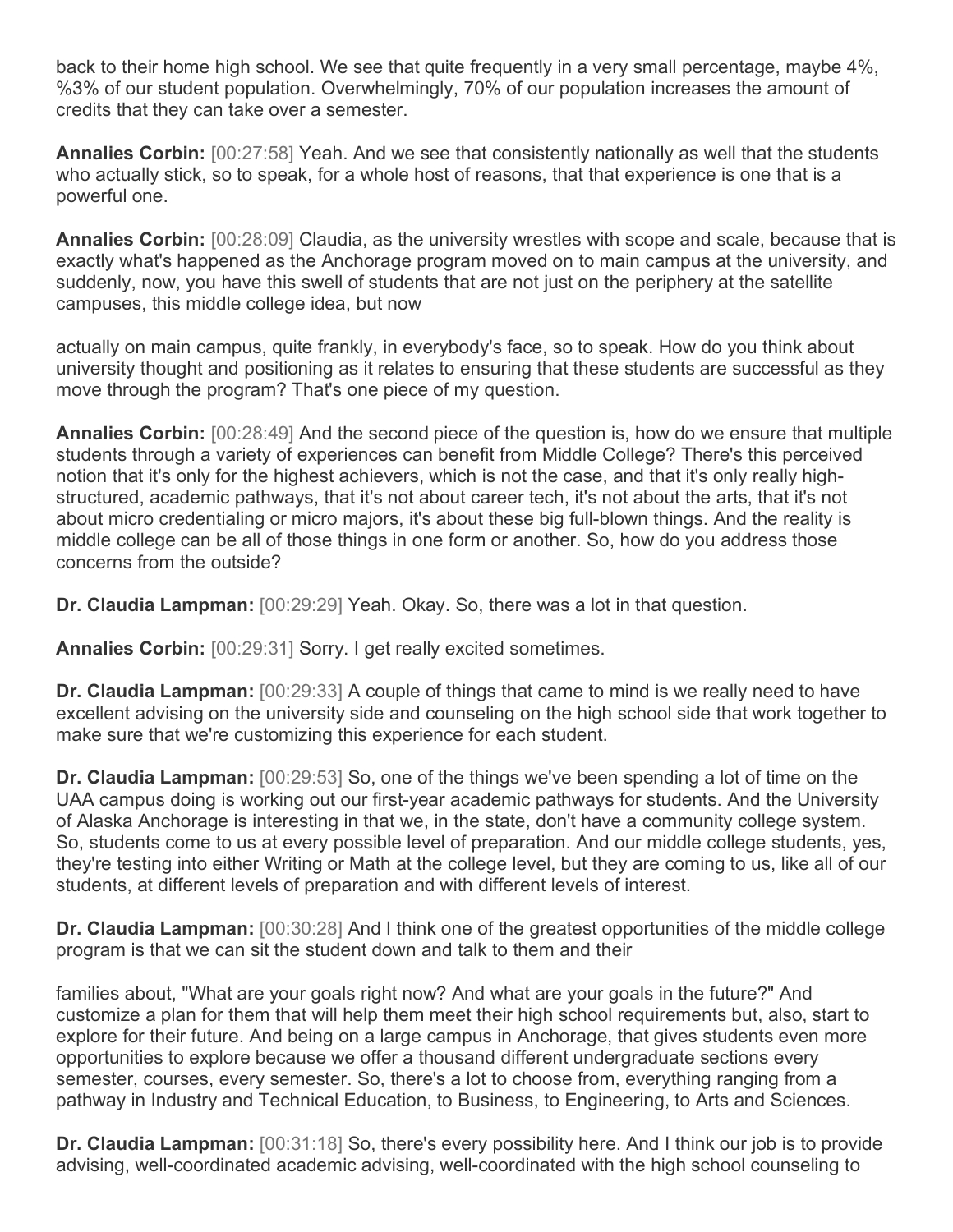back to their home high school. We see that quite frequently in a very small percentage, maybe 4%, %3% of our student population. Overwhelmingly, 70% of our population increases the amount of credits that they can take over a semester.

**Annalies Corbin:** [00:27:58] Yeah. And we see that consistently nationally as well that the students who actually stick, so to speak, for a whole host of reasons, that that experience is one that is a powerful one.

**Annalies Corbin:** [00:28:09] Claudia, as the university wrestles with scope and scale, because that is exactly what's happened as the Anchorage program moved on to main campus at the university, and suddenly, now, you have this swell of students that are not just on the periphery at the satellite campuses, this middle college idea, but now actually on main campus, quite frankly, in everybody's face, so to speak. How do you think about university thought and positioning as it relates to ensuring that these students are successful as they move through the program? That's one piece of my question.

**Annalies Corbin:** [00:28:49] And the second piece of the question is, how do we ensure that multiple students through a variety of experiences can benefit from Middle College? There's this perceived notion that it's only for the highest achievers, which is not the case, and that it's only really high-structured, academic pathways, that it's not about career tech, it's not about the arts, that it's not about micro credentialing or micro majors, it's about these big full-blown things. And the reality is middle college can be all of those things in one form or another. So, how do you address those concerns from the outside?

**Dr. Claudia Lampman:** [00:29:29] Yeah. Okay. So, there was a lot in that question.

**Annalies Corbin:** [00:29:31] Sorry. I get really excited sometimes.

**Dr. Claudia Lampman:** [00:29:33] A couple of things that came to mind is we really need to have excellent advising on the university side and counseling on the high school side that work together to make sure that we're customizing this experience for each student.

**Dr. Claudia Lampman:** [00:29:53] So, one of the things we've been spending a lot of time on the UAA campus doing is working out our first-year academic pathways for students. And the University of Alaska Anchorage is interesting in that we, in the state, don't have a community college system. So, students come to us at every possible level of preparation. And our middle college students, yes, they're testing into either Writing or Math at the college level, but they are coming to us, like all of our students, at different levels of preparation and with different levels of interest.

**Dr. Claudia Lampman:** [00:30:28] And I think one of the greatest opportunities of the middle college program is that we can sit the student down and talk to them and their families about, "What are your goals right now? And what are your goals in the future?" And customize a plan for them that will help them meet their high school requirements but, also, start to explore for their future. And being on a large campus in Anchorage, that gives students even more opportunities to explore because we offer a thousand different undergraduate sections every semester, courses, every semester. So, there's a lot to choose from, everything ranging from a pathway in Industry and Technical Education, to Business, to Engineering, to Arts and Sciences.

**Dr. Claudia Lampman:** [00:31:18] So, there's every possibility here. And I think our job is to provide advising, well-coordinated academic advising, well-coordinated with the high school counseling to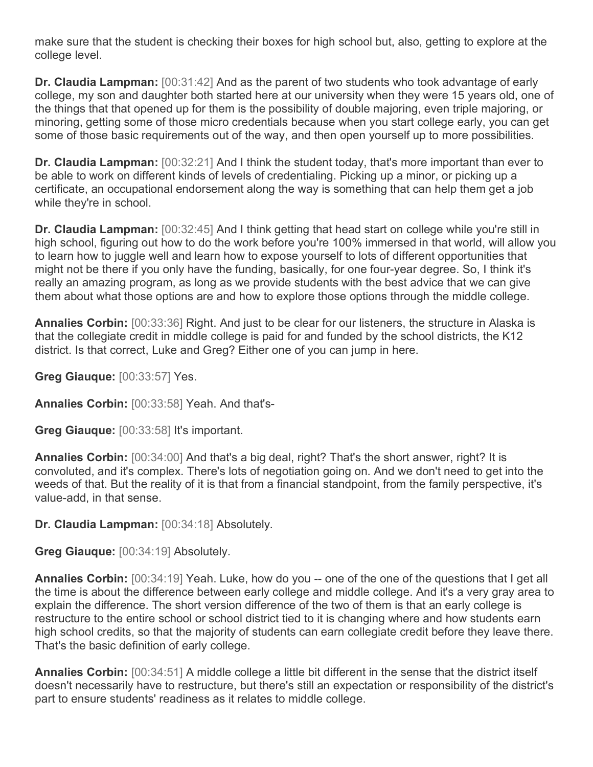make sure that the student is checking their boxes for high school but, also, getting to explore at the college level.

**Dr. Claudia Lampman:** [00:31:42] And as the parent of two students who took advantage of early college, my son and daughter both started here at our university when they were 15 years old, one of the things that that opened up for them is the possibility of double majoring, even triple majoring, or minoring, getting some of those micro credentials because when you start college early, you can get some of those basic requirements out of the way, and then open yourself up to more possibilities.

**Dr. Claudia Lampman:** [00:32:21] And I think the student today, that's more important than ever to be able to work on different kinds of levels of credentialing. Picking up a minor, or picking up a certificate, an occupational endorsement along the way is something that can help them get a job while they're in school.

**Dr. Claudia Lampman:** [00:32:45] And I think getting that head start on college while you're still in high school, figuring out how to do the work before you're 100% immersed in that world, will allow you to learn how to juggle well and learn how to expose yourself to lots of different opportunities that might not be there if you only have the funding, basically, for one four-year degree. So, I think it's really an amazing program, as long as we provide students with the best advice that we can give them about what those options are and how to explore those options through the middle college.

**Annalies Corbin:** [00:33:36] Right. And just to be clear for our listeners, the structure in Alaska is that the collegiate credit in middle college is paid for and funded by the school districts, the K12 district. Is that correct, Luke and Greg? Either one of you can jump in here.

**Greg Giauque:** [00:33:57] Yes.

**Annalies Corbin:** [00:33:58] Yeah. And that's-

**Greg Giauque:** [00:33:58] It's important.

**Annalies Corbin:** [00:34:00] And that's a big deal, right? That's the short answer, right? It is convoluted, and it's complex. There's lots of negotiation going on. And we don't need to get into the weeds of that. But the reality of it is that from a financial standpoint, from the family perspective, it's value-add, in that sense.

**Dr. Claudia Lampman:** [00:34:18] Absolutely.

**Greg Giauque:** [00:34:19] Absolutely.

**Annalies Corbin:** [00:34:19] Yeah. Luke, how do you -- one of the one of the questions that I get all the time is about the difference between early college and middle college. And it's a very gray area to explain the difference. The short version difference of the two of them is that an early college is restructure to the entire school or school district tied to it is changing where and how students earn high school credits, so that the majority of students can earn collegiate credit before they leave there. That's the basic definition of early college.

**Annalies Corbin:** [00:34:51] A middle college a little bit different in the sense that the district itself doesn't necessarily have to restructure, but there's still an expectation or responsibility of the district's part to ensure students' readiness as it relates to middle college.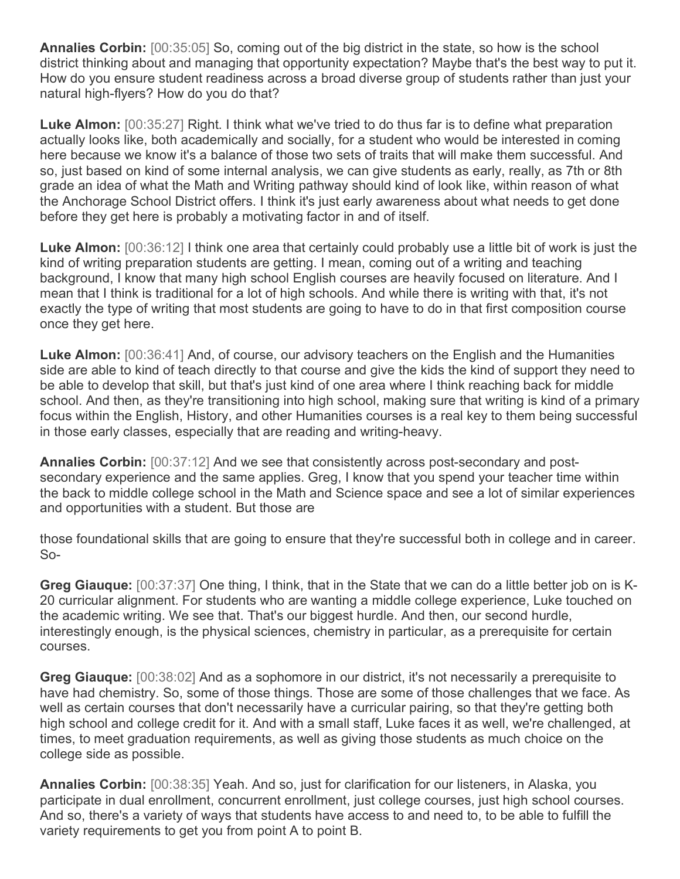**Annalies Corbin:** [00:35:05] So, coming out of the big district in the state, so how is the school district thinking about and managing that opportunity expectation? Maybe that's the best way to put it. How do you ensure student readiness across a broad diverse group of students rather than just your natural high-flyers? How do you do that?

**Luke Almon:** [00:35:27] Right. I think what we've tried to do thus far is to define what preparation actually looks like, both academically and socially, for a student who would be interested in coming here because we know it's a balance of those two sets of traits that will make them successful. And so, just based on kind of some internal analysis, we can give students as early, really, as 7th or 8th grade an idea of what the Math and Writing pathway should kind of look like, within reason of what the Anchorage School District offers. I think it's just early awareness about what needs to get done before they get here is probably a motivating factor in and of itself.

**Luke Almon:** [00:36:12] I think one area that certainly could probably use a little bit of work is just the kind of writing preparation students are getting. I mean, coming out of a writing and teaching background, I know that many high school English courses are heavily focused on literature. And I mean that I think is traditional for a lot of high schools. And while there is writing with that, it's not exactly the type of writing that most students are going to have to do in that first composition course once they get here.

**Luke Almon:** [00:36:41] And, of course, our advisory teachers on the English and the Humanities side are able to kind of teach directly to that course and give the kids the kind of support they need to be able to develop that skill, but that's just kind of one area where I think reaching back for middle school. And then, as they're transitioning into high school, making sure that writing is kind of a primary focus within the English, History, and other Humanities courses is a real key to them being successful in those early classes, especially that are reading and writing-heavy.

**Annalies Corbin:** [00:37:12] And we see that consistently across post-secondary and post-secondary experience and the same applies. Greg, I know that you spend your teacher time within the back to middle college school in the Math and Science space and see a lot of similar experiences and opportunities with a student. But those are those foundational skills that are going to ensure that they're successful both in college and in career. So-

**Greg Giauque:** [00:37:37] One thing, I think, that in the State that we can do a little better job on is K-20 curricular alignment. For students who are wanting a middle college experience, Luke touched on the academic writing. We see that. That's our biggest hurdle. And then, our second hurdle, interestingly enough, is the physical sciences, chemistry in particular, as a prerequisite for certain courses.

**Greg Giauque:** [00:38:02] And as a sophomore in our district, it's not necessarily a prerequisite to have had chemistry. So, some of those things. Those are some of those challenges that we face. As well as certain courses that don't necessarily have a curricular pairing, so that they're getting both high school and college credit for it. And with a small staff, Luke faces it as well, we're challenged, at times, to meet graduation requirements, as well as giving those students as much choice on the college side as possible.

**Annalies Corbin:** [00:38:35] Yeah. And so, just for clarification for our listeners, in Alaska, you participate in dual enrollment, concurrent enrollment, just college courses, just high school courses. And so, there's a variety of ways that students have access to and need to, to be able to fulfill the variety requirements to get you from point A to point B.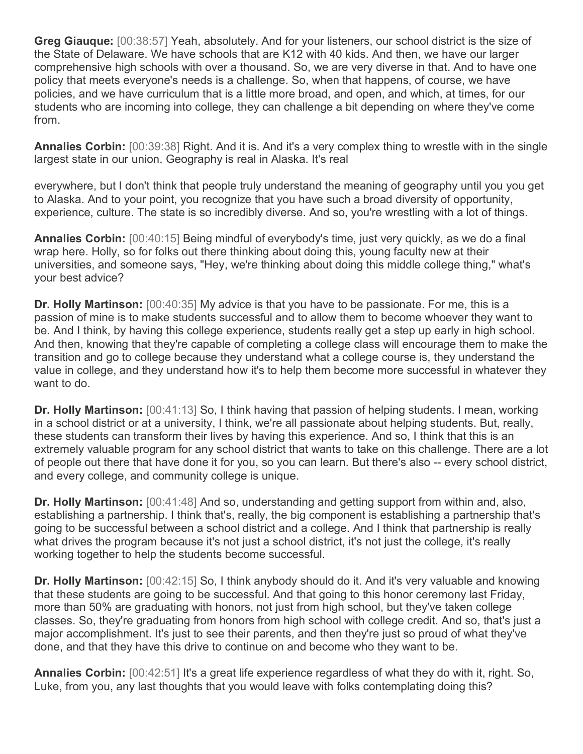**Greg Giauque:** [00:38:57] Yeah, absolutely. And for your listeners, our school district is the size of the State of Delaware. We have schools that are K12 with 40 kids. And then, we have our larger comprehensive high schools with over a thousand. So, we are very diverse in that. And to have one policy that meets everyone's needs is a challenge. So, when that happens, of course, we have policies, and we have curriculum that is a little more broad, and open, and which, at times, for our students who are incoming into college, they can challenge a bit depending on where they've come from.

**Annalies Corbin:** [00:39:38] Right. And it is. And it's a very complex thing to wrestle with in the single largest state in our union. Geography is real in Alaska. It's real everywhere, but I don't think that people truly understand the meaning of geography until you you get to Alaska. And to your point, you recognize that you have such a broad diversity of opportunity, experience, culture. The state is so incredibly diverse. And so, you're wrestling with a lot of things.

**Annalies Corbin:** [00:40:15] Being mindful of everybody's time, just very quickly, as we do a final wrap here. Holly, so for folks out there thinking about doing this, young faculty new at their universities, and someone says, "Hey, we're thinking about doing this middle college thing," what's your best advice?

**Dr. Holly Martinson:** [00:40:35] My advice is that you have to be passionate. For me, this is a passion of mine is to make students successful and to allow them to become whoever they want to be. And I think, by having this college experience, students really get a step up early in high school. And then, knowing that they're capable of completing a college class will encourage them to make the transition and go to college because they understand what a college course is, they understand the value in college, and they understand how it's to help them become more successful in whatever they want to do.

**Dr. Holly Martinson:** [00:41:13] So, I think having that passion of helping students. I mean, working in a school district or at a university, I think, we're all passionate about helping students. But, really, these students can transform their lives by having this experience. And so, I think that this is an extremely valuable program for any school district that wants to take on this challenge. There are a lot of people out there that have done it for you, so you can learn. But there's also -- every school district, and every college, and community college is unique.

**Dr. Holly Martinson:** [00:41:48] And so, understanding and getting support from within and, also, establishing a partnership. I think that's, really, the big component is establishing a partnership that's going to be successful between a school district and a college. And I think that partnership is really what drives the program because it's not just a school district, it's not just the college, it's really working together to help the students become successful.

**Dr. Holly Martinson:** [00:42:15] So, I think anybody should do it. And it's very valuable and knowing that these students are going to be successful. And that going to this honor ceremony last Friday, more than 50% are graduating with honors, not just from high school, but they've taken college classes. So, they're graduating from honors from high school with college credit. And so, that's just a major accomplishment. It's just to see their parents, and then they're just so proud of what they've done, and that they have this drive to continue on and become who they want to be.

**Annalies Corbin:** [00:42:51] It's a great life experience regardless of what they do with it, right. So, Luke, from you, any last thoughts that you would leave with folks contemplating doing this?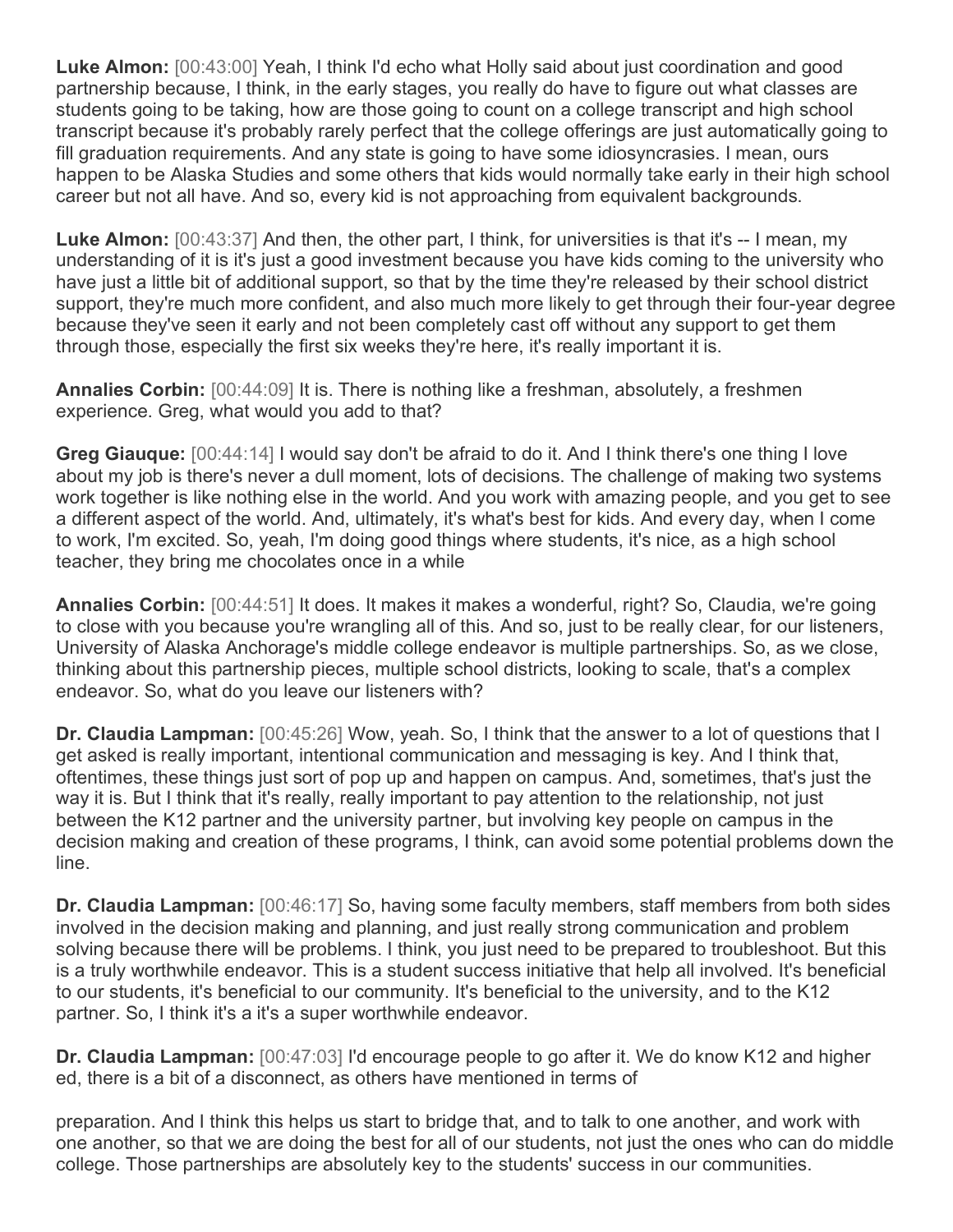**Luke Almon:** [00:43:00] Yeah, I think I'd echo what Holly said about just coordination and good partnership because, I think, in the early stages, you really do have to figure out what classes are students going to be taking, how are those going to count on a college transcript and high school transcript because it's probably rarely perfect that the college offerings are just automatically going to fill graduation requirements. And any state is going to have some idiosyncrasies. I mean, ours happen to be Alaska Studies and some others that kids would normally take early in their high school career but not all have. And so, every kid is not approaching from equivalent backgrounds.

**Luke Almon:** [00:43:37] And then, the other part, I think, for universities is that it's -- I mean, my understanding of it is it's just a good investment because you have kids coming to the university who have just a little bit of additional support, so that by the time they're released by their school district support, they're much more confident, and also much more likely to get through their four-year degree because they've seen it early and not been completely cast off without any support to get them through those, especially the first six weeks they're here, it's really important it is.

**Annalies Corbin:** [00:44:09] It is. There is nothing like a freshman, absolutely, a freshmen experience. Greg, what would you add to that?

**Greg Giauque:** [00:44:14] I would say don't be afraid to do it. And I think there's one thing I love about my job is there's never a dull moment, lots of decisions. The challenge of making two systems work together is like nothing else in the world. And you work with amazing people, and you get to see a different aspect of the world. And, ultimately, it's what's best for kids. And every day, when I come to work, I'm excited. So, yeah, I'm doing good things where students, it's nice, as a high school teacher, they bring me chocolates once in a while

**Annalies Corbin:** [00:44:51] It does. It makes it makes a wonderful, right? So, Claudia, we're going to close with you because you're wrangling all of this. And so, just to be really clear, for our listeners, University of Alaska Anchorage's middle college endeavor is multiple partnerships. So, as we close, thinking about this partnership pieces, multiple school districts, looking to scale, that's a complex endeavor. So, what do you leave our listeners with?

**Dr. Claudia Lampman:** [00:45:26] Wow, yeah. So, I think that the answer to a lot of questions that I get asked is really important, intentional communication and messaging is key. And I think that, oftentimes, these things just sort of pop up and happen on campus. And, sometimes, that's just the way it is. But I think that it's really, really important to pay attention to the relationship, not just between the K12 partner and the university partner, but involving key people on campus in the decision making and creation of these programs, I think, can avoid some potential problems down the line.

**Dr. Claudia Lampman:** [00:46:17] So, having some faculty members, staff members from both sides involved in the decision making and planning, and just really strong communication and problem solving because there will be problems. I think, you just need to be prepared to troubleshoot. But this is a truly worthwhile endeavor. This is a student success initiative that help all involved. It's beneficial to our students, it's beneficial to our community. It's beneficial to the university, and to the K12 partner. So, I think it's a it's a super worthwhile endeavor.

**Dr. Claudia Lampman:** [00:47:03] I'd encourage people to go after it. We do know K12 and higher ed, there is a bit of a disconnect, as others have mentioned in terms of preparation. And I think this helps us start to bridge that, and to talk to one another, and work with one another, so that we are doing the best for all of our students, not just the ones who can do middle college. Those partnerships are absolutely key to the students' success in our communities.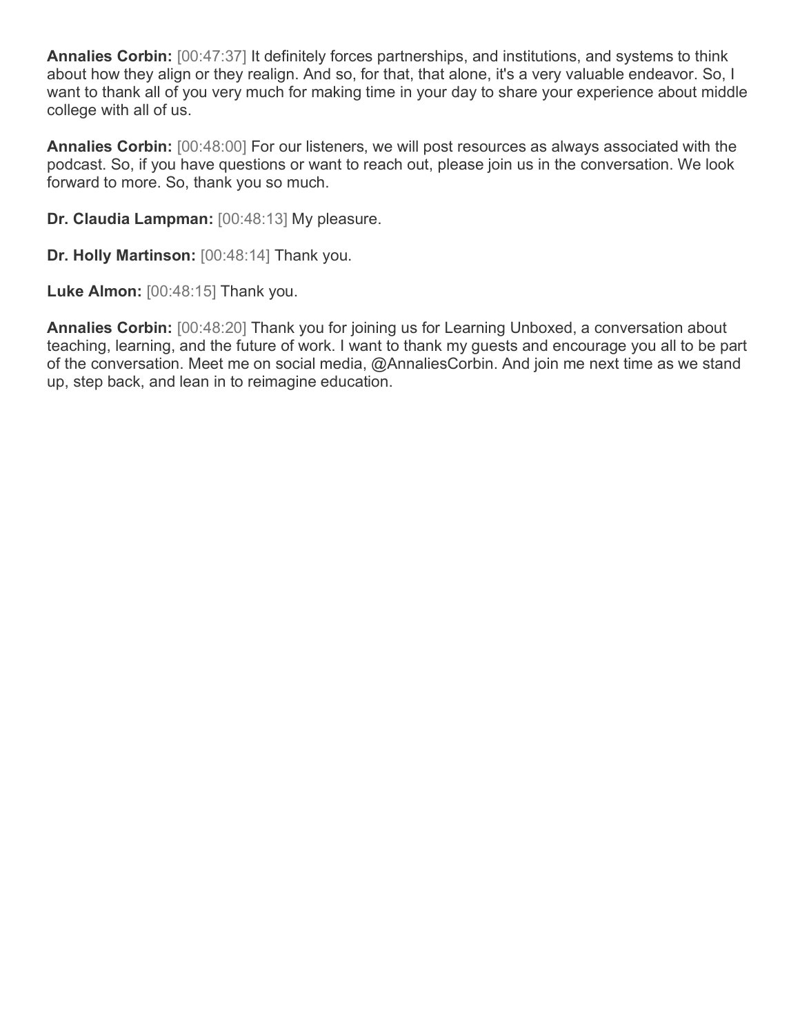**Annalies Corbin:** [00:47:37] It definitely forces partnerships, and institutions, and systems to think about how they align or they realign. And so, for that, that alone, it's a very valuable endeavor. So, I want to thank all of you very much for making time in your day to share your experience about middle college with all of us.

**Annalies Corbin:** [00:48:00] For our listeners, we will post resources as always associated with the podcast. So, if you have questions or want to reach out, please join us in the conversation. We look forward to more. So, thank you so much.

**Dr. Claudia Lampman:** [00:48:13] My pleasure.

**Dr. Holly Martinson:** [00:48:14] Thank you.

**Luke Almon:** [00:48:15] Thank you.

**Annalies Corbin:** [00:48:20] Thank you for joining us for Learning Unboxed, a conversation about teaching, learning, and the future of work. I want to thank my guests and encourage you all to be part of the conversation. Meet me on social media, @AnnaliesCorbin. And join me next time as we stand up, step back, and lean in to reimagine education.